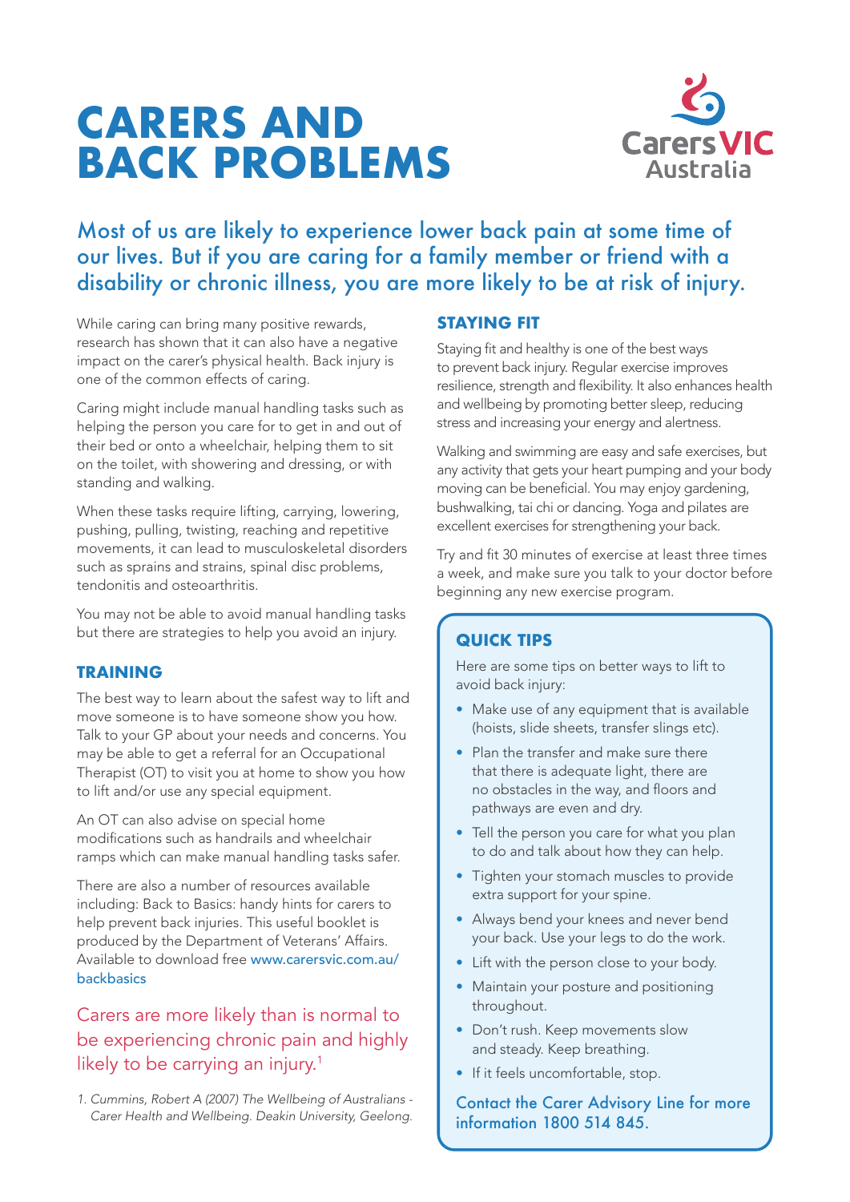# CARERS AND BACK PROBLEMS

Carers VIC Australia

## Most of us are likely to experience lower back pain at some time of our lives. But if you are caring for a family member or friend with a disability or chronic illness, you are more likely to be at risk of injury.

While caring can bring many positive rewards, research has shown that it can also have a negative impact on the carer's physical health. Back injury is one of the common effects of caring.

Caring might include manual handling tasks such as helping the person you care for to get in and out of their bed or onto a wheelchair, helping them to sit on the toilet, with showering and dressing, or with standing and walking.

When these tasks require lifting, carrying, lowering, pushing, pulling, twisting, reaching and repetitive movements, it can lead to musculoskeletal disorders such as sprains and strains, spinal disc problems, tendonitis and osteoarthritis.

You may not be able to avoid manual handling tasks but there are strategies to help you avoid an injury.

### TRAINING

The best way to learn about the safest way to lift and move someone is to have someone show you how. Talk to your GP about your needs and concerns. You may be able to get a referral for an Occupational Therapist (OT) to visit you at home to show you how to lift and/or use any special equipment.

An OT can also advise on special home modifications such as handrails and wheelchair ramps which can make manual handling tasks safer.

There are also a number of resources available including: Back to Basics: handy hints for carers to help prevent back injuries. This useful booklet is produced by the Department of Veterans' Affairs. Available to download free www.carersvic.com.au/backbasics

Carers are more likely than is normal to be experiencing chronic pain and highly likely to be carrying an injury.[1]

*1. Cummins, Robert A (2007) The Wellbeing of Australians - Carer Health and Wellbeing. Deakin University, Geelong.*

### STAYING FIT

Staying fit and healthy is one of the best ways to prevent back injury. Regular exercise improves resilience, strength and flexibility. It also enhances health and wellbeing by promoting better sleep, reducing stress and increasing your energy and alertness.

Walking and swimming are easy and safe exercises, but any activity that gets your heart pumping and your body moving can be beneficial. You may enjoy gardening, bushwalking, tai chi or dancing. Yoga and pilates are excellent exercises for strengthening your back.

Try and fit 30 minutes of exercise at least three times a week, and make sure you talk to your doctor before beginning any new exercise program.

### QUICK TIPS

Here are some tips on better ways to lift to avoid back injury:

- Make use of any equipment that is available (hoists, slide sheets, transfer slings etc).
- Plan the transfer and make sure there that there is adequate light, there are no obstacles in the way, and floors and pathways are even and dry.
- Tell the person you care for what you plan to do and talk about how they can help.
- Tighten your stomach muscles to provide extra support for your spine.
- Always bend your knees and never bend your back. Use your legs to do the work.
- Lift with the person close to your body.
- Maintain your posture and positioning throughout.
- Don't rush. Keep movements slow and steady. Keep breathing.
- If it feels uncomfortable, stop.

Contact the Carer Advisory Line for more information 1800 514 845.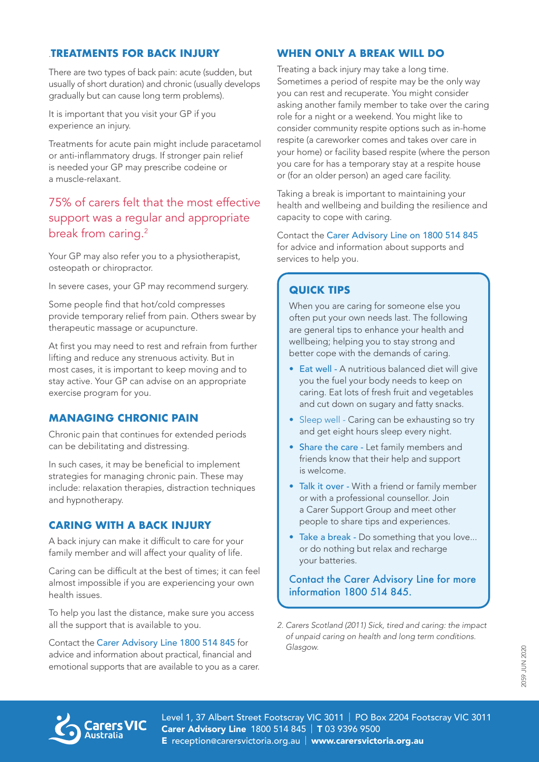## TREATMENTS FOR BACK INJURY

There are two types of back pain: acute (sudden, but usually of short duration) and chronic (usually develops gradually but can cause long term problems).

It is important that you visit your GP if you experience an injury.

Treatments for acute pain might include paracetamol or anti-inflammatory drugs. If stronger pain relief is needed your GP may prescribe codeine or a muscle-relaxant.

75% of carers felt that the most effective support was a regular and appropriate break from caring.[2]

Your GP may also refer you to a physiotherapist, osteopath or chiropractor.

In severe cases, your GP may recommend surgery.

Some people find that hot/cold compresses provide temporary relief from pain. Others swear by therapeutic massage or acupuncture.

At first you may need to rest and refrain from further lifting and reduce any strenuous activity. But in most cases, it is important to keep moving and to stay active. Your GP can advise on an appropriate exercise program for you.

## MANAGING CHRONIC PAIN

Chronic pain that continues for extended periods can be debilitating and distressing.

In such cases, it may be beneficial to implement strategies for managing chronic pain. These may include: relaxation therapies, distraction techniques and hypnotherapy.

## CARING WITH A BACK INJURY

A back injury can make it difficult to care for your family member and will affect your quality of life.

Caring can be difficult at the best of times; it can feel almost impossible if you are experiencing your own health issues.

To help you last the distance, make sure you access all the support that is available to you.

Contact the Carer Advisory Line 1800 514 845 for advice and information about practical, financial and emotional supports that are available to you as a carer.

## WHEN ONLY A BREAK WILL DO

Treating a back injury may take a long time. Sometimes a period of respite may be the only way you can rest and recuperate. You might consider asking another family member to take over the caring role for a night or a weekend. You might like to consider community respite options such as in-home respite (a careworker comes and takes over care in your home) or facility based respite (where the person you care for has a temporary stay at a respite house or (for an older person) an aged care facility.

Taking a break is important to maintaining your health and wellbeing and building the resilience and capacity to cope with caring.

Contact the Carer Advisory Line on 1800 514 845 for advice and information about supports and services to help you.

### QUICK TIPS

When you are caring for someone else you often put your own needs last. The following are general tips to enhance your health and wellbeing; helping you to stay strong and better cope with the demands of caring.

- Eat well - A nutritious balanced diet will give you the fuel your body needs to keep on caring. Eat lots of fresh fruit and vegetables and cut down on sugary and fatty snacks.
- Sleep well - Caring can be exhausting so try and get eight hours sleep every night.
- Share the care - Let family members and friends know that their help and support is welcome.
- Talk it over - With a friend or family member or with a professional counsellor. Join a Carer Support Group and meet other people to share tips and experiences.
- Take a break - Do something that you love... or do nothing but relax and recharge your batteries.

Contact the Carer Advisory Line for more information 1800 514 845.

*2. Carers Scotland (2011) Sick, tired and caring: the impact of unpaid caring on health and long term conditions. Glasgow.*

2059 JUN 2020

Carers VIC Australia

Level 1, 37 Albert Street Footscray VIC 3011 | PO Box 2204 Footscray VIC 3011
**Carer Advisory Line** 1800 514 845 | **T** 03 9396 9500
**E** reception@carersvictoria.org.au | **www.carersvictoria.org.au**